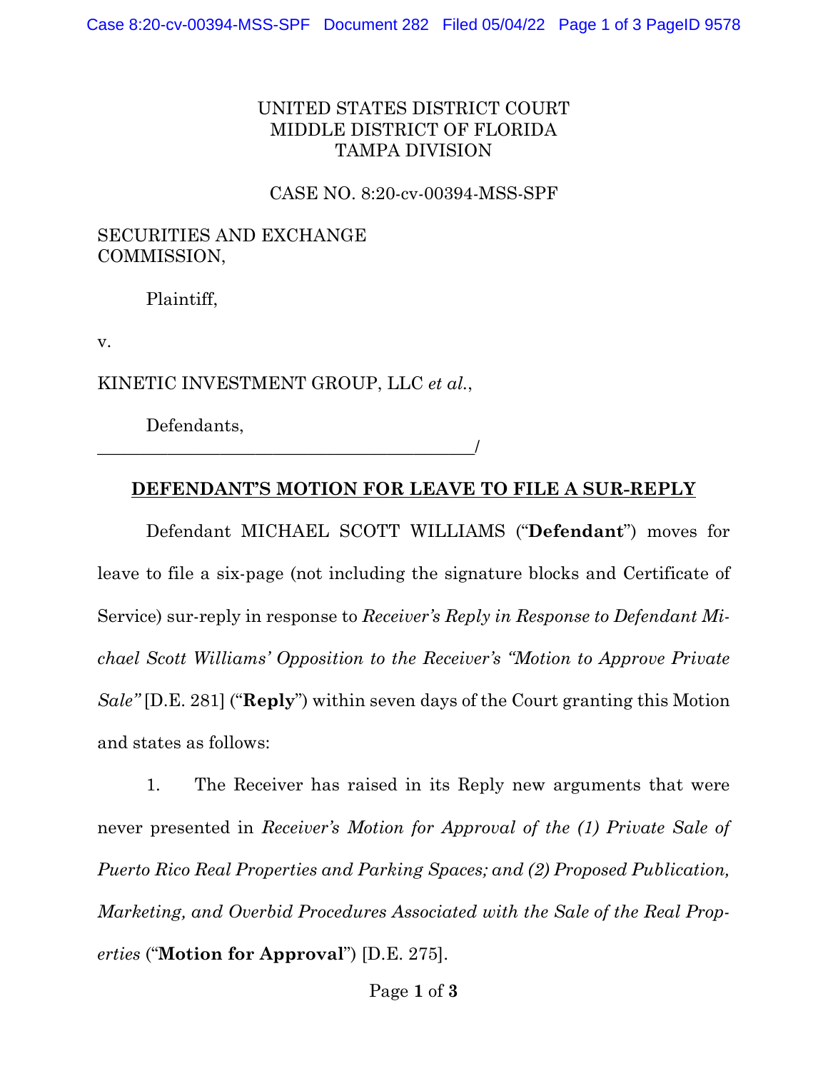UNITED STATES DISTRICT COURT
MIDDLE DISTRICT OF FLORIDA
TAMPA DIVISION

CASE NO. 8:20-cv-00394-MSS-SPF

SECURITIES AND EXCHANGE COMMISSION,

Plaintiff,

v.

KINETIC INVESTMENT GROUP, LLC *et al.*,

Defendants,
_____________________________________________/

## DEFENDANT'S MOTION FOR LEAVE TO FILE A SUR-REPLY

Defendant MICHAEL SCOTT WILLIAMS ("**Defendant**") moves for leave to file a six-page (not including the signature blocks and Certificate of Service) sur-reply in response to *Receiver's Reply in Response to Defendant Michael Scott Williams' Opposition to the Receiver's "Motion to Approve Private Sale"* [D.E. 281] ("**Reply**") within seven days of the Court granting this Motion and states as follows:

1. The Receiver has raised in its Reply new arguments that were never presented in *Receiver's Motion for Approval of the (1) Private Sale of Puerto Rico Real Properties and Parking Spaces; and (2) Proposed Publication, Marketing, and Overbid Procedures Associated with the Sale of the Real Properties* ("**Motion for Approval**") [D.E. 275].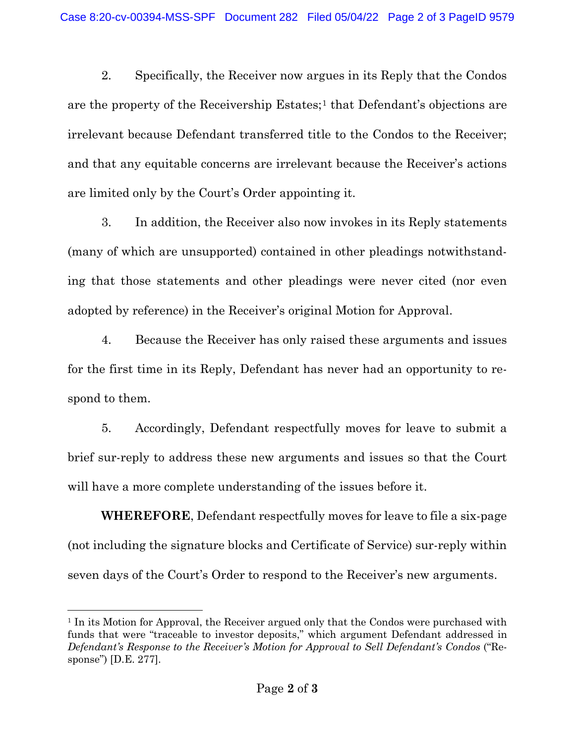2. Specifically, the Receiver now argues in its Reply that the Condos are the property of the Receivership Estates;[1] that Defendant's objections are irrelevant because Defendant transferred title to the Condos to the Receiver; and that any equitable concerns are irrelevant because the Receiver's actions are limited only by the Court's Order appointing it.

3. In addition, the Receiver also now invokes in its Reply statements (many of which are unsupported) contained in other pleadings notwithstanding that those statements and other pleadings were never cited (nor even adopted by reference) in the Receiver's original Motion for Approval.

4. Because the Receiver has only raised these arguments and issues for the first time in its Reply, Defendant has never had an opportunity to respond to them.

5. Accordingly, Defendant respectfully moves for leave to submit a brief sur-reply to address these new arguments and issues so that the Court will have a more complete understanding of the issues before it.

**WHEREFORE**, Defendant respectfully moves for leave to file a six-page (not including the signature blocks and Certificate of Service) sur-reply within seven days of the Court's Order to respond to the Receiver's new arguments.

---

[1] In its Motion for Approval, the Receiver argued only that the Condos were purchased with funds that were "traceable to investor deposits," which argument Defendant addressed in *Defendant's Response to the Receiver's Motion for Approval to Sell Defendant's Condos* ("Response") [D.E. 277].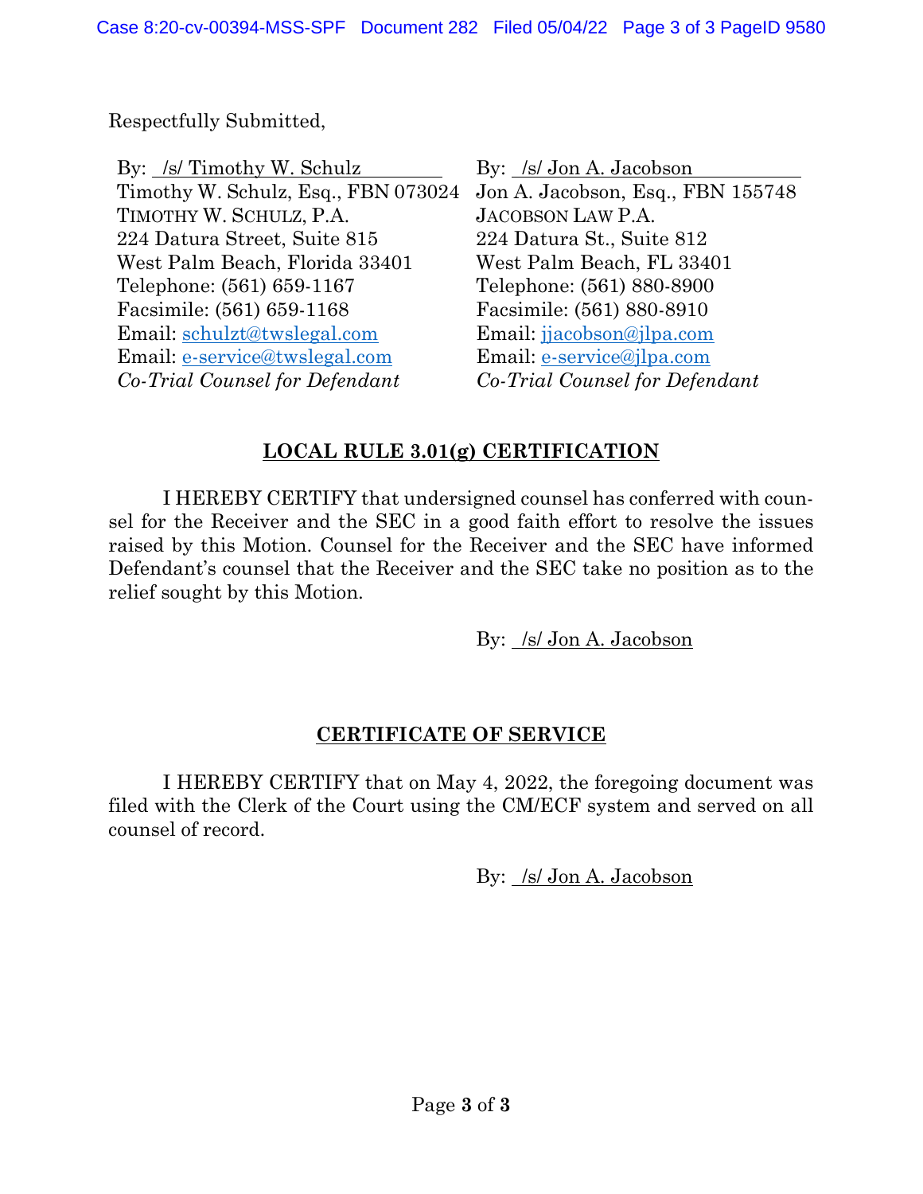Respectfully Submitted,

By: /s/ Timothy W. Schulz
Timothy W. Schulz, Esq., FBN 073024
TIMOTHY W. SCHULZ, P.A.
224 Datura Street, Suite 815
West Palm Beach, Florida 33401
Telephone: (561) 659-1167
Facsimile: (561) 659-1168
Email: schulzt@twslegal.com
Email: e-service@twslegal.com
*Co-Trial Counsel for Defendant*

By: /s/ Jon A. Jacobson
Jon A. Jacobson, Esq., FBN 155748
JACOBSON LAW P.A.
224 Datura St., Suite 812
West Palm Beach, FL 33401
Telephone: (561) 880-8900
Facsimile: (561) 880-8910
Email: jjacobson@jlpa.com
Email: e-service@jlpa.com
*Co-Trial Counsel for Defendant*

## LOCAL RULE 3.01(g) CERTIFICATION

I HEREBY CERTIFY that undersigned counsel has conferred with counsel for the Receiver and the SEC in a good faith effort to resolve the issues raised by this Motion. Counsel for the Receiver and the SEC have informed Defendant's counsel that the Receiver and the SEC take no position as to the relief sought by this Motion.

By: /s/ Jon A. Jacobson

## CERTIFICATE OF SERVICE

I HEREBY CERTIFY that on May 4, 2022, the foregoing document was filed with the Clerk of the Court using the CM/ECF system and served on all counsel of record.

By: /s/ Jon A. Jacobson